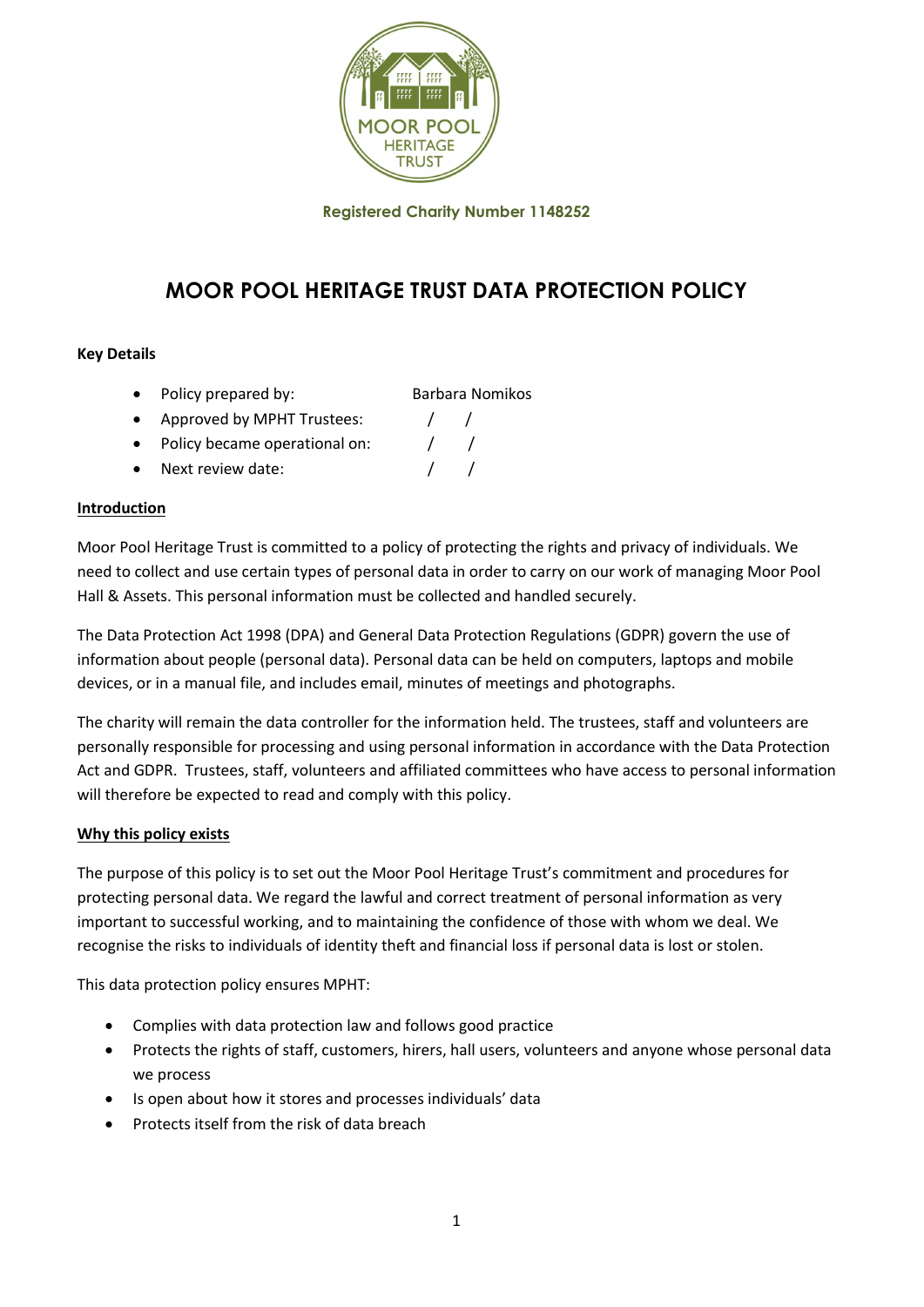Registered Charity Number 1148252

# MOOR POOL HERITAGE TRUST DATA PROTECTION POLICY

**Key Details**

- Policy prepared by: Barbara Nomikos
- Approved by MPHT Trustees: / /
- Policy became operational on: / /
- Next review date: / /

## Introduction

Moor Pool Heritage Trust is committed to a policy of protecting the rights and privacy of individuals. We need to collect and use certain types of personal data in order to carry on our work of managing Moor Pool Hall & Assets. This personal information must be collected and handled securely.

The Data Protection Act 1998 (DPA) and General Data Protection Regulations (GDPR) govern the use of information about people (personal data). Personal data can be held on computers, laptops and mobile devices, or in a manual file, and includes email, minutes of meetings and photographs.

The charity will remain the data controller for the information held. The trustees, staff and volunteers are personally responsible for processing and using personal information in accordance with the Data Protection Act and GDPR. Trustees, staff, volunteers and affiliated committees who have access to personal information will therefore be expected to read and comply with this policy.

## Why this policy exists

The purpose of this policy is to set out the Moor Pool Heritage Trust's commitment and procedures for protecting personal data. We regard the lawful and correct treatment of personal information as very important to successful working, and to maintaining the confidence of those with whom we deal. We recognise the risks to individuals of identity theft and financial loss if personal data is lost or stolen.

This data protection policy ensures MPHT:

- Complies with data protection law and follows good practice
- Protects the rights of staff, customers, hirers, hall users, volunteers and anyone whose personal data we process
- Is open about how it stores and processes individuals' data
- Protects itself from the risk of data breach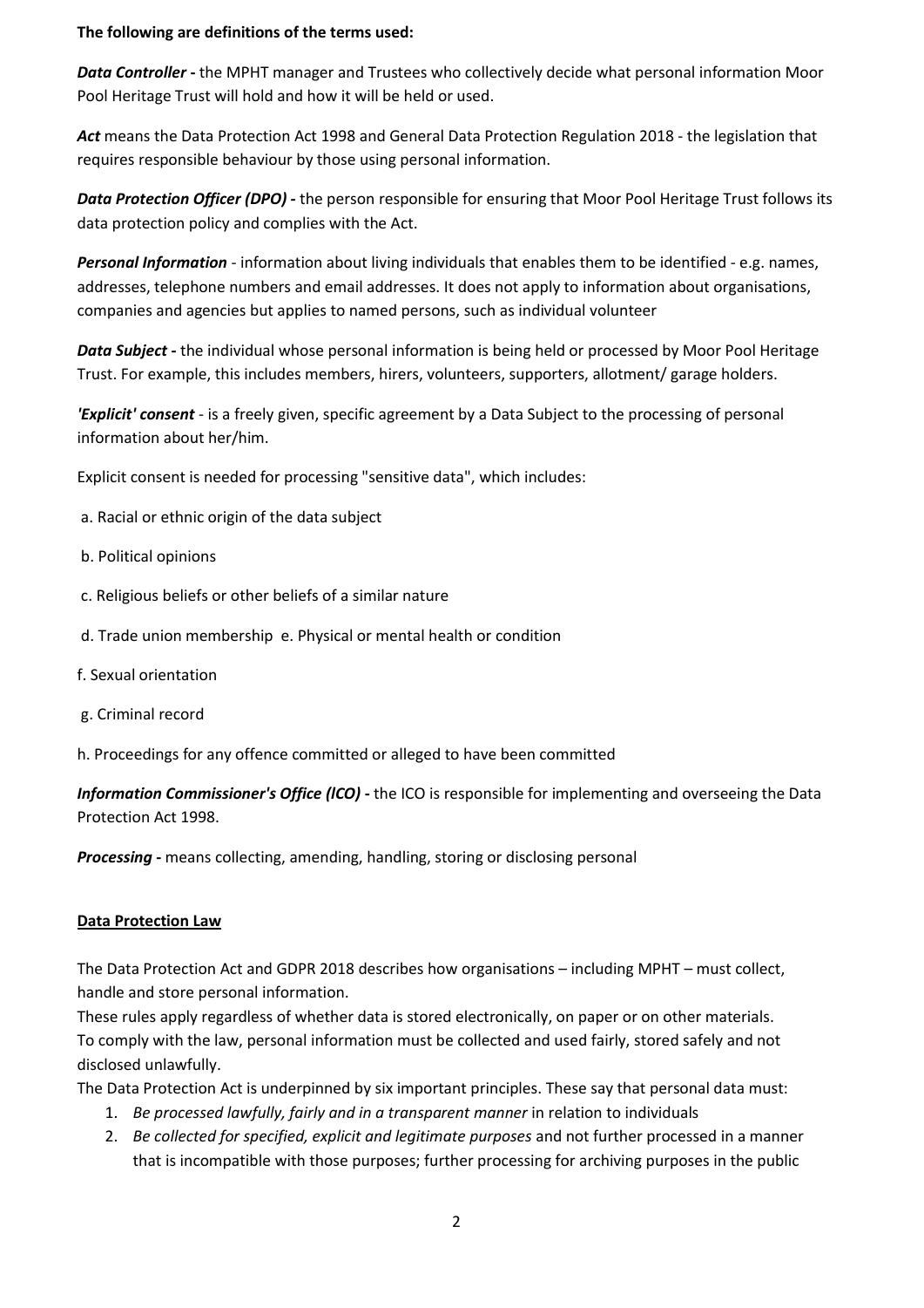**The following are definitions of the terms used:**

***Data Controller*** **-** the MPHT manager and Trustees who collectively decide what personal information Moor Pool Heritage Trust will hold and how it will be held or used.

***Act*** means the Data Protection Act 1998 and General Data Protection Regulation 2018 - the legislation that requires responsible behaviour by those using personal information.

***Data Protection Officer (DPO)*** **-** the person responsible for ensuring that Moor Pool Heritage Trust follows its data protection policy and complies with the Act.

***Personal Information*** - information about living individuals that enables them to be identified - e.g. names, addresses, telephone numbers and email addresses. It does not apply to information about organisations, companies and agencies but applies to named persons, such as individual volunteer

***Data Subject*** **-** the individual whose personal information is being held or processed by Moor Pool Heritage Trust. For example, this includes members, hirers, volunteers, supporters, allotment/ garage holders.

***'Explicit' consent*** - is a freely given, specific agreement by a Data Subject to the processing of personal information about her/him.

Explicit consent is needed for processing "sensitive data", which includes:

a. Racial or ethnic origin of the data subject

b. Political opinions

c. Religious beliefs or other beliefs of a similar nature

d. Trade union membership e. Physical or mental health or condition

f. Sexual orientation

g. Criminal record

h. Proceedings for any offence committed or alleged to have been committed

***Information Commissioner's Office (lCO)*** **-** the ICO is responsible for implementing and overseeing the Data Protection Act 1998.

***Processing*** **-** means collecting, amending, handling, storing or disclosing personal

**Data Protection Law**

The Data Protection Act and GDPR 2018 describes how organisations – including MPHT – must collect, handle and store personal information.

These rules apply regardless of whether data is stored electronically, on paper or on other materials.

To comply with the law, personal information must be collected and used fairly, stored safely and not disclosed unlawfully.

The Data Protection Act is underpinned by six important principles. These say that personal data must:

1. *Be processed lawfully, fairly and in a transparent manner* in relation to individuals
2. *Be collected for specified, explicit and legitimate purposes* and not further processed in a manner that is incompatible with those purposes; further processing for archiving purposes in the public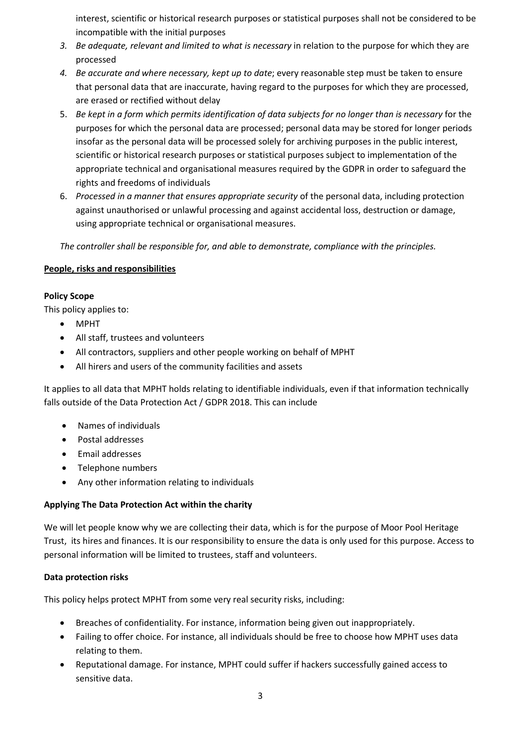interest, scientific or historical research purposes or statistical purposes shall not be considered to be incompatible with the initial purposes

3. *Be adequate, relevant and limited to what is necessary* in relation to the purpose for which they are processed
4. *Be accurate and where necessary, kept up to date*; every reasonable step must be taken to ensure that personal data that are inaccurate, having regard to the purposes for which they are processed, are erased or rectified without delay
5. *Be kept in a form which permits identification of data subjects for no longer than is necessary* for the purposes for which the personal data are processed; personal data may be stored for longer periods insofar as the personal data will be processed solely for archiving purposes in the public interest, scientific or historical research purposes or statistical purposes subject to implementation of the appropriate technical and organisational measures required by the GDPR in order to safeguard the rights and freedoms of individuals
6. *Processed in a manner that ensures appropriate security* of the personal data, including protection against unauthorised or unlawful processing and against accidental loss, destruction or damage, using appropriate technical or organisational measures.

*The controller shall be responsible for, and able to demonstrate, compliance with the principles.*

**People, risks and responsibilities**

**Policy Scope**

This policy applies to:

- MPHT
- All staff, trustees and volunteers
- All contractors, suppliers and other people working on behalf of MPHT
- All hirers and users of the community facilities and assets

It applies to all data that MPHT holds relating to identifiable individuals, even if that information technically falls outside of the Data Protection Act / GDPR 2018. This can include

- Names of individuals
- Postal addresses
- Email addresses
- Telephone numbers
- Any other information relating to individuals

**Applying The Data Protection Act within the charity**

We will let people know why we are collecting their data, which is for the purpose of Moor Pool Heritage Trust, its hires and finances. It is our responsibility to ensure the data is only used for this purpose. Access to personal information will be limited to trustees, staff and volunteers.

**Data protection risks**

This policy helps protect MPHT from some very real security risks, including:

- Breaches of confidentiality. For instance, information being given out inappropriately.
- Failing to offer choice. For instance, all individuals should be free to choose how MPHT uses data relating to them.
- Reputational damage. For instance, MPHT could suffer if hackers successfully gained access to sensitive data.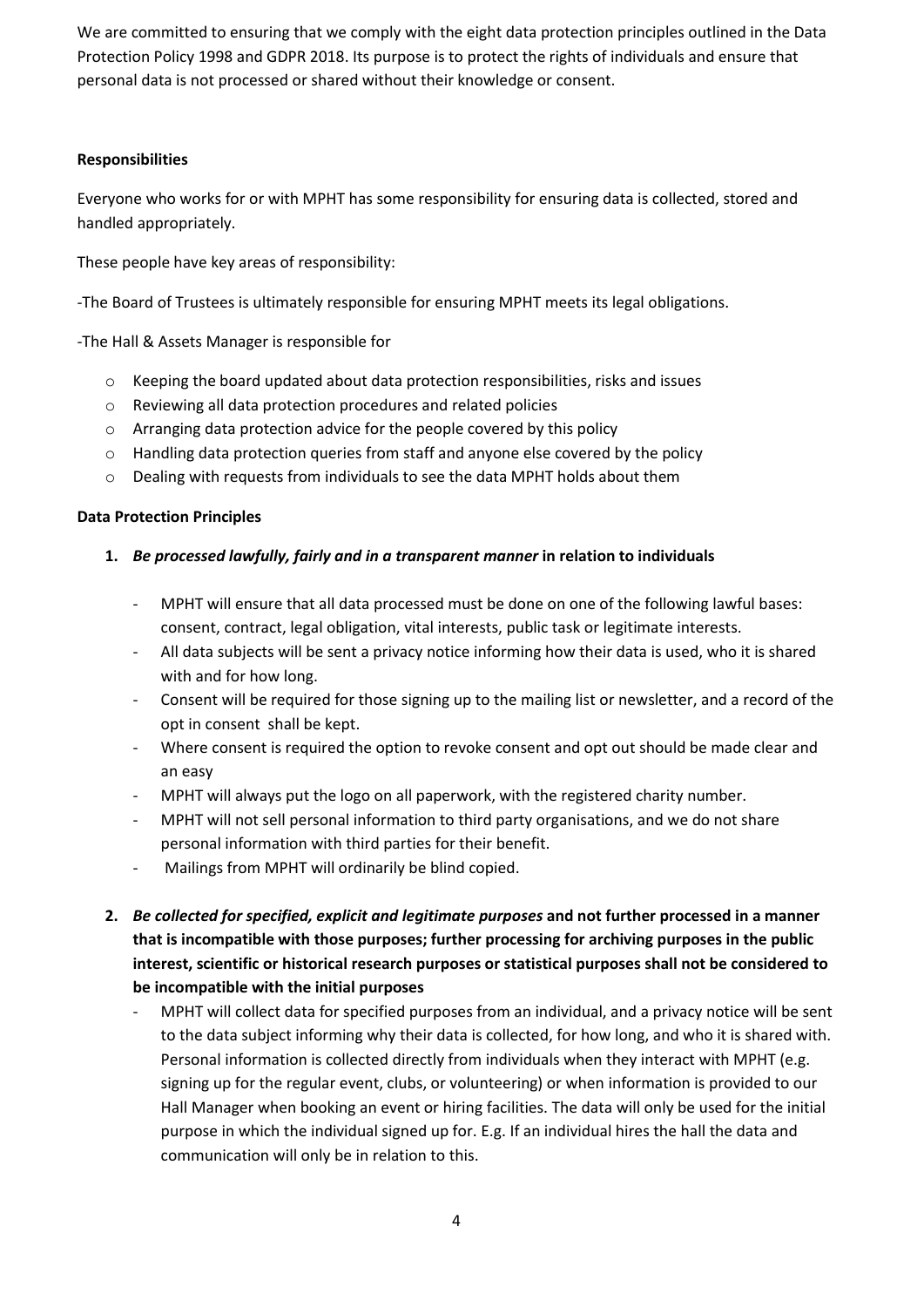We are committed to ensuring that we comply with the eight data protection principles outlined in the Data Protection Policy 1998 and GDPR 2018. Its purpose is to protect the rights of individuals and ensure that personal data is not processed or shared without their knowledge or consent.

**Responsibilities**

Everyone who works for or with MPHT has some responsibility for ensuring data is collected, stored and handled appropriately.

These people have key areas of responsibility:

-The Board of Trustees is ultimately responsible for ensuring MPHT meets its legal obligations.

-The Hall & Assets Manager is responsible for

- Keeping the board updated about data protection responsibilities, risks and issues
- Reviewing all data protection procedures and related policies
- Arranging data protection advice for the people covered by this policy
- Handling data protection queries from staff and anyone else covered by the policy
- Dealing with requests from individuals to see the data MPHT holds about them

**Data Protection Principles**

1. ***Be processed lawfully, fairly and in a transparent manner* in relation to individuals**

   - MPHT will ensure that all data processed must be done on one of the following lawful bases: consent, contract, legal obligation, vital interests, public task or legitimate interests.
   - All data subjects will be sent a privacy notice informing how their data is used, who it is shared with and for how long.
   - Consent will be required for those signing up to the mailing list or newsletter, and a record of the opt in consent shall be kept.
   - Where consent is required the option to revoke consent and opt out should be made clear and an easy
   - MPHT will always put the logo on all paperwork, with the registered charity number.
   - MPHT will not sell personal information to third party organisations, and we do not share personal information with third parties for their benefit.
   - Mailings from MPHT will ordinarily be blind copied.

2. ***Be collected for specified, explicit and legitimate purposes* and not further processed in a manner that is incompatible with those purposes; further processing for archiving purposes in the public interest, scientific or historical research purposes or statistical purposes shall not be considered to be incompatible with the initial purposes**
   - MPHT will collect data for specified purposes from an individual, and a privacy notice will be sent to the data subject informing why their data is collected, for how long, and who it is shared with. Personal information is collected directly from individuals when they interact with MPHT (e.g. signing up for the regular event, clubs, or volunteering) or when information is provided to our Hall Manager when booking an event or hiring facilities. The data will only be used for the initial purpose in which the individual signed up for. E.g. If an individual hires the hall the data and communication will only be in relation to this.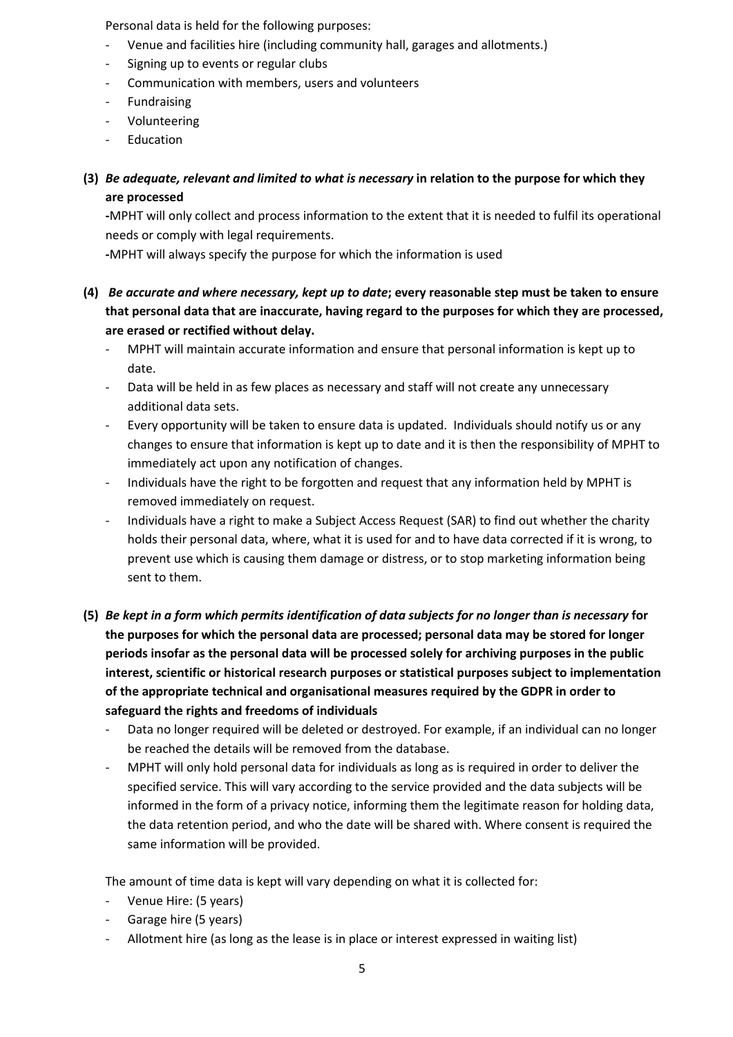Personal data is held for the following purposes:

- Venue and facilities hire (including community hall, garages and allotments.)
- Signing up to events or regular clubs
- Communication with members, users and volunteers
- Fundraising
- Volunteering
- Education

**(3)** ***Be adequate, relevant and limited to what is necessary*** **in relation to the purpose for which they are processed**

**-**MPHT will only collect and process information to the extent that it is needed to fulfil its operational needs or comply with legal requirements.

**-**MPHT will always specify the purpose for which the information is used

**(4)** ***Be accurate and where necessary, kept up to date*****; every reasonable step must be taken to ensure that personal data that are inaccurate, having regard to the purposes for which they are processed, are erased or rectified without delay.**

- MPHT will maintain accurate information and ensure that personal information is kept up to date.
- Data will be held in as few places as necessary and staff will not create any unnecessary additional data sets.
- Every opportunity will be taken to ensure data is updated. Individuals should notify us or any changes to ensure that information is kept up to date and it is then the responsibility of MPHT to immediately act upon any notification of changes.
- Individuals have the right to be forgotten and request that any information held by MPHT is removed immediately on request.
- Individuals have a right to make a Subject Access Request (SAR) to find out whether the charity holds their personal data, where, what it is used for and to have data corrected if it is wrong, to prevent use which is causing them damage or distress, or to stop marketing information being sent to them.

**(5)** ***Be kept in a form which permits identification of data subjects for no longer than is necessary*** **for the purposes for which the personal data are processed; personal data may be stored for longer periods insofar as the personal data will be processed solely for archiving purposes in the public interest, scientific or historical research purposes or statistical purposes subject to implementation of the appropriate technical and organisational measures required by the GDPR in order to safeguard the rights and freedoms of individuals**

- Data no longer required will be deleted or destroyed. For example, if an individual can no longer be reached the details will be removed from the database.
- MPHT will only hold personal data for individuals as long as is required in order to deliver the specified service. This will vary according to the service provided and the data subjects will be informed in the form of a privacy notice, informing them the legitimate reason for holding data, the data retention period, and who the date will be shared with. Where consent is required the same information will be provided.

The amount of time data is kept will vary depending on what it is collected for:

- Venue Hire: (5 years)
- Garage hire (5 years)
- Allotment hire (as long as the lease is in place or interest expressed in waiting list)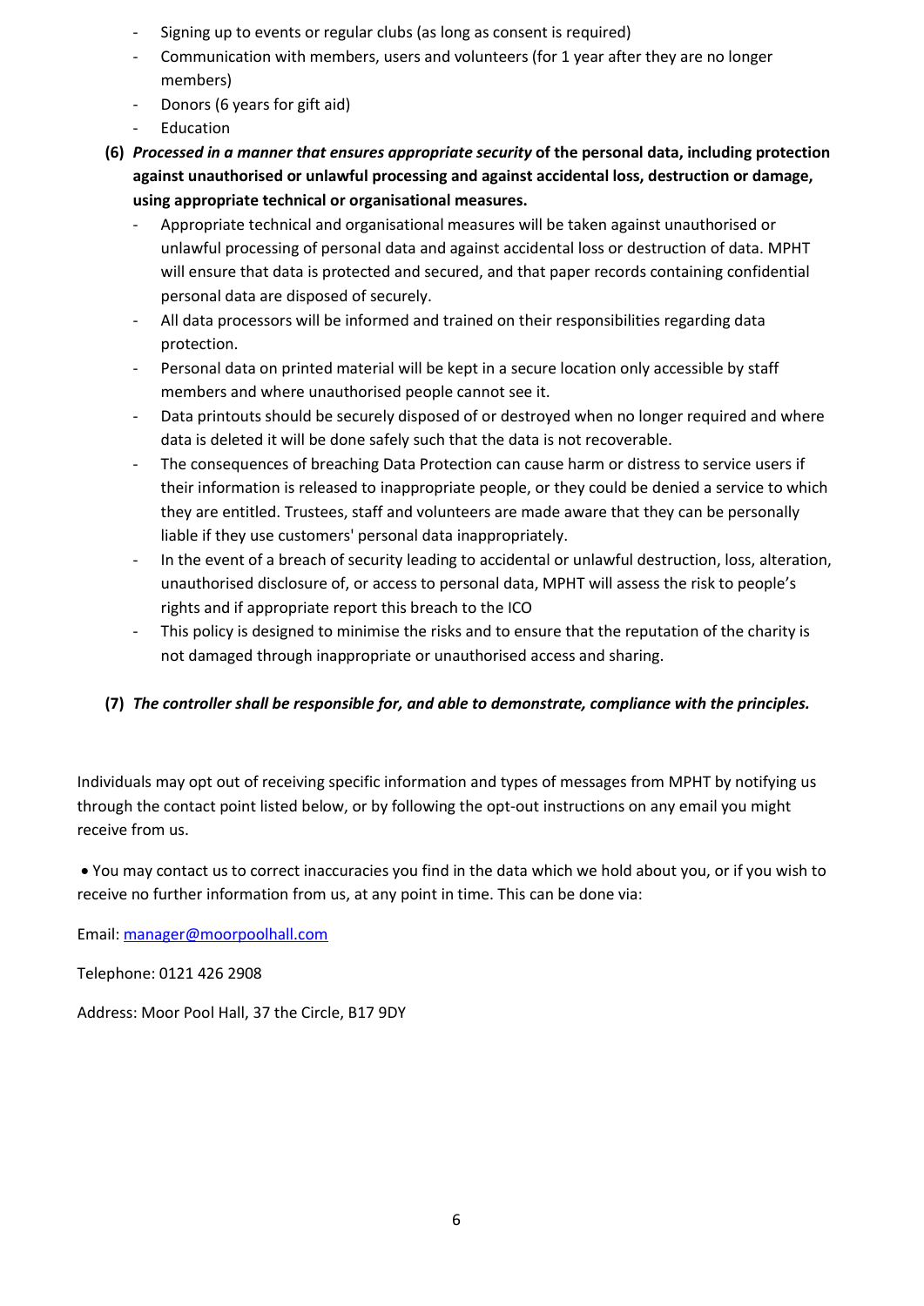- Signing up to events or regular clubs (as long as consent is required)
- Communication with members, users and volunteers (for 1 year after they are no longer members)
- Donors (6 years for gift aid)
- Education

**(6)** ***Processed in a manner that ensures appropriate security*** **of the personal data, including protection against unauthorised or unlawful processing and against accidental loss, destruction or damage, using appropriate technical or organisational measures.**

- Appropriate technical and organisational measures will be taken against unauthorised or unlawful processing of personal data and against accidental loss or destruction of data. MPHT will ensure that data is protected and secured, and that paper records containing confidential personal data are disposed of securely.
- All data processors will be informed and trained on their responsibilities regarding data protection.
- Personal data on printed material will be kept in a secure location only accessible by staff members and where unauthorised people cannot see it.
- Data printouts should be securely disposed of or destroyed when no longer required and where data is deleted it will be done safely such that the data is not recoverable.
- The consequences of breaching Data Protection can cause harm or distress to service users if their information is released to inappropriate people, or they could be denied a service to which they are entitled. Trustees, staff and volunteers are made aware that they can be personally liable if they use customers' personal data inappropriately.
- In the event of a breach of security leading to accidental or unlawful destruction, loss, alteration, unauthorised disclosure of, or access to personal data, MPHT will assess the risk to people's rights and if appropriate report this breach to the ICO
- This policy is designed to minimise the risks and to ensure that the reputation of the charity is not damaged through inappropriate or unauthorised access and sharing.

**(7)** ***The controller shall be responsible for, and able to demonstrate, compliance with the principles.***

Individuals may opt out of receiving specific information and types of messages from MPHT by notifying us through the contact point listed below, or by following the opt-out instructions on any email you might receive from us.

- You may contact us to correct inaccuracies you find in the data which we hold about you, or if you wish to receive no further information from us, at any point in time. This can be done via:

Email: manager@moorpoolhall.com

Telephone: 0121 426 2908

Address: Moor Pool Hall, 37 the Circle, B17 9DY